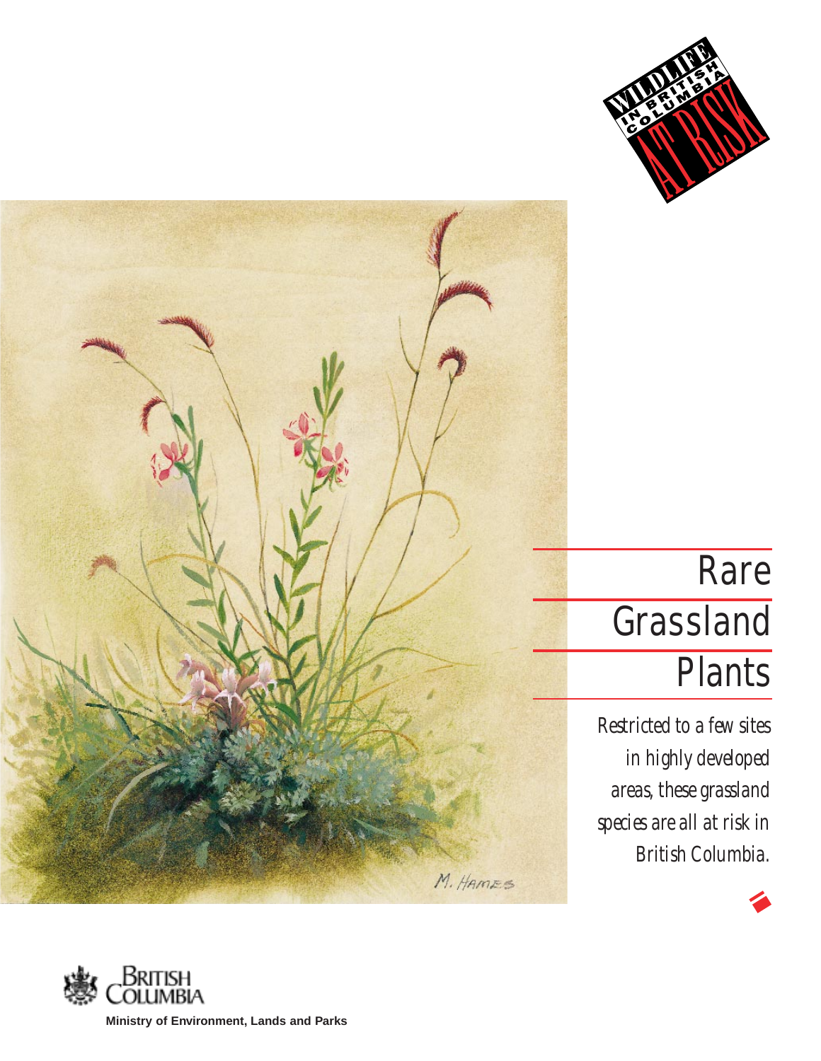WILDLIFE IN BRITISH COLUMBIA AT RISK

# Rare Grassland Plants

*Restricted to a few sites in highly developed areas, these grassland species are all at risk in British Columbia.*

M. HAMES

British Columbia

**Ministry of Environment, Lands and Parks**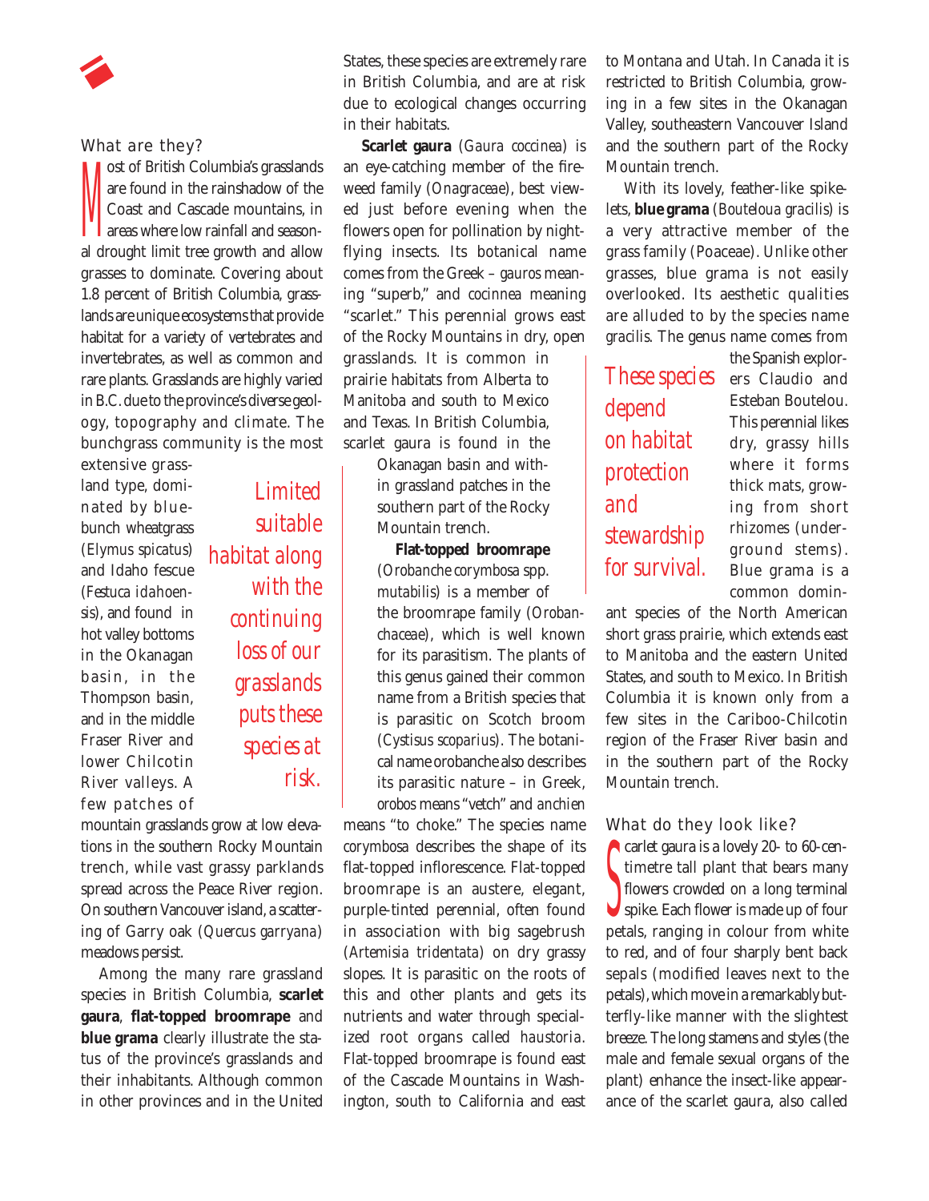## What are they?

Most of British Columbia's grasslands are found in the rainshadow of the Coast and Cascade mountains, in areas where low rainfall and seasonal drought limit tree growth and allow grasses to dominate. Covering about 1.8 percent of British Columbia, grasslands are unique ecosystems that provide habitat for a variety of vertebrates and invertebrates, as well as common and rare plants. Grasslands are highly varied in B.C. due to the province's diverse geology, topography and climate. The bunchgrass community is the most extensive grassland type, dominated by bluebunch wheatgrass (*Elymus spicatus*) and Idaho fescue (*Festuca idahoensis*), and found in hot valley bottoms in the Okanagan basin, in the Thompson basin, and in the middle Fraser River and lower Chilcotin River valleys. A few patches of mountain grasslands grow at low elevations in the southern Rocky Mountain trench, while vast grassy parklands spread across the Peace River region. On southern Vancouver island, a scattering of Garry oak (*Quercus garryana*) meadows persist.

> *Limited suitable habitat along with the continuing loss of our grasslands puts these species at risk.*

Among the many rare grassland species in British Columbia, **scarlet gaura**, **flat-topped broomrape** and **blue grama** clearly illustrate the status of the province's grasslands and their inhabitants. Although common in other provinces and in the United States, these species are extremely rare in British Columbia, and are at risk due to ecological changes occurring in their habitats.

**Scarlet gaura** (*Gaura coccinea*) is an eye-catching member of the fireweed family (*Onagraceae*), best viewed just before evening when the flowers open for pollination by night-flying insects. Its botanical name comes from the Greek – *gauros* meaning "superb," and *cocinnea* meaning "scarlet." This perennial grows east of the Rocky Mountains in dry, open grasslands. It is common in prairie habitats from Alberta to Manitoba and south to Mexico and Texas. In British Columbia, scarlet gaura is found in the Okanagan basin and within grassland patches in the southern part of the Rocky Mountain trench.

**Flat-topped broomrape** (*Orobanche corymbosa* spp. *mutabilis*) is a member of the broomrape family (*Orobanchaceae*), which is well known for its parasitism. The plants of this genus gained their common name from a British species that is parasitic on Scotch broom (*Cystisus scoparius*). The botanical name orobanche also describes its parasitic nature – in Greek, *orobos* means "vetch" and *anchien* means "to choke." The species name *corymbosa* describes the shape of its flat-topped inflorescence. Flat-topped broomrape is an austere, elegant, purple-tinted perennial, often found in association with big sagebrush (*Artemisia tridentata*) on dry grassy slopes. It is parasitic on the roots of this and other plants and gets its nutrients and water through specialized root organs called *haustoria*. Flat-topped broomrape is found east of the Cascade Mountains in Washington, south to California and east to Montana and Utah. In Canada it is restricted to British Columbia, growing in a few sites in the Okanagan Valley, southeastern Vancouver Island and the southern part of the Rocky Mountain trench.

With its lovely, feather-like spikelets, **blue grama** (*Bouteloua gracilis*) is a very attractive member of the grass family (Poaceae). Unlike other grasses, blue grama is not easily overlooked. Its aesthetic qualities are alluded to by the species name *gracilis*. The genus name comes from the Spanish explorers Claudio and Esteban Boutelou. This perennial likes dry, grassy hills where it forms thick mats, growing from short *rhizomes* (underground stems). Blue grama is a common dominant species of the North American short grass prairie, which extends east to Manitoba and the eastern United States, and south to Mexico. In British Columbia it is known only from a few sites in the Cariboo-Chilcotin region of the Fraser River basin and in the southern part of the Rocky Mountain trench.

> *These species depend on habitat protection and stewardship for survival.*

## What do they look like?

Scarlet gaura is a lovely 20- to 60-centimetre tall plant that bears many flowers crowded on a long terminal spike. Each flower is made up of four petals, ranging in colour from white to red, and of four sharply bent back sepals (modified leaves next to the petals), which move in a remarkably butterfly-like manner with the slightest breeze. The long stamens and styles (the male and female sexual organs of the plant) enhance the insect-like appearance of the scarlet gaura, also called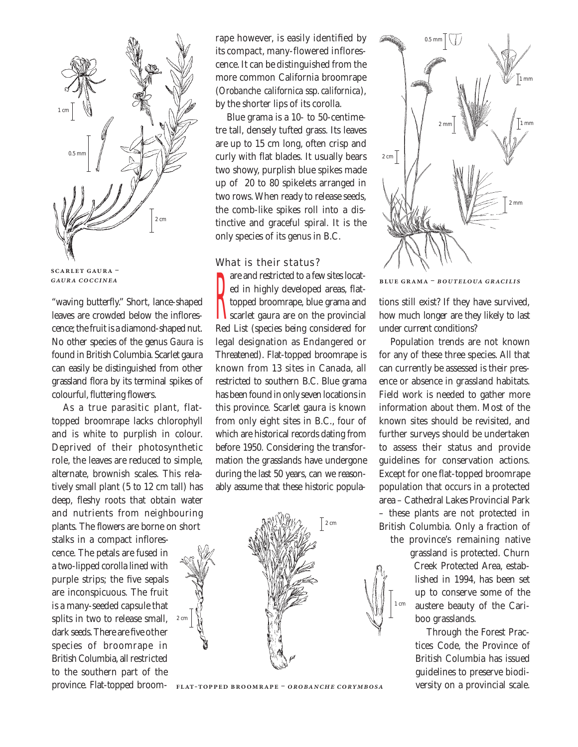SCARLET GAURA – *GAURA COCCINEA*

"waving butterfly." Short, lance-shaped leaves are crowded below the inflorescence; the fruit is a diamond-shaped nut. No other species of the genus *Gaura* is found in British Columbia. Scarlet gaura can easily be distinguished from other grassland flora by its terminal spikes of colourful, fluttering flowers.

As a true parasitic plant, flat-topped broomrape lacks chlorophyll and is white to purplish in colour. Deprived of their photosynthetic role, the leaves are reduced to simple, alternate, brownish scales. This relatively small plant (5 to 12 cm tall) has deep, fleshy roots that obtain water and nutrients from neighbouring plants. The flowers are borne on short stalks in a compact inflorescence. The petals are fused in a two-lipped corolla lined with purple strips; the five sepals are inconspicuous. The fruit is a many-seeded capsule that splits in two to release small, dark seeds. There are five other species of broomrape in British Columbia, all restricted to the southern part of the province. Flat-topped broomrape however, is easily identified by its compact, many-flowered inflorescence. It can be distinguished from the more common California broomrape (*Orobanche californica* ssp. *californica*), by the shorter lips of its corolla.

Blue grama is a 10- to 50-centimetre tall, densely tufted grass. Its leaves are up to 15 cm long, often crisp and curly with flat blades. It usually bears two showy, purplish blue spikes made up of 20 to 80 spikelets arranged in two rows. When ready to release seeds, the comb-like spikes roll into a distinctive and graceful spiral. It is the only species of its genus in B.C.

## What is their status?

Rare and restricted to a few sites located in highly developed areas, flat-topped broomrape, blue grama and scarlet gaura are on the provincial Red List (species being considered for legal designation as Endangered or Threatened). Flat-topped broomrape is known from 13 sites in Canada, all restricted to southern B.C. Blue grama has been found in only seven locations in this province. Scarlet gaura is known from only eight sites in B.C., four of which are historical records dating from before 1950. Considering the transformation the grasslands have undergone during the last 50 years, can we reasonably assume that these historic populations still exist? If they have survived, how much longer are they likely to last under current conditions?

FLAT-TOPPED BROOMRAPE – *OROBANCHE CORYMBOSA*

BLUE GRAMA – *BOUTELOUA GRACILIS*

Population trends are not known for any of these three species. All that can currently be assessed is their presence or absence in grassland habitats. Field work is needed to gather more information about them. Most of the known sites should be revisited, and further surveys should be undertaken to assess their status and provide guidelines for conservation actions. Except for one flat-topped broomrape population that occurs in a protected area – Cathedral Lakes Provincial Park – these plants are not protected in British Columbia. Only a fraction of the province's remaining native grassland is protected. Churn Creek Protected Area, established in 1994, has been set up to conserve some of the austere beauty of the Cariboo grasslands.

Through the Forest Practices Code, the Province of British Columbia has issued guidelines to preserve biodiversity on a provincial scale.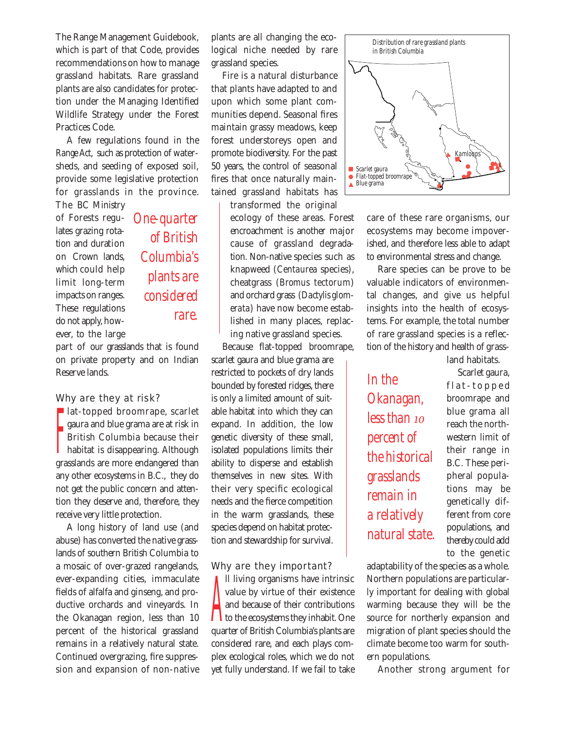The Range Management Guidebook, which is part of that Code, provides recommendations on how to manage grassland habitats. Rare grassland plants are also candidates for protection under the Managing Identified Wildlife Strategy under the Forest Practices Code.

A few regulations found in the *Range Act*, such as protection of watersheds, and seeding of exposed soil, provide some legislative protection for grasslands in the province. The BC Ministry of Forests regulates grazing rotation and duration on Crown lands, which could help limit long-term impacts on ranges. These regulations do not apply, however, to the large part of our grasslands that is found on private property and on Indian Reserve lands.

*One-quarter of British Columbia's plants are considered rare.*

## Why are they at risk?

Flat-topped broomrape, scarlet gaura and blue grama are at risk in British Columbia because their habitat is disappearing. Although grasslands are more endangered than any other ecosystems in B.C., they do not get the public concern and attention they deserve and, therefore, they receive very little protection.

A long history of land use (and abuse) has converted the native grasslands of southern British Columbia to a mosaic of over-grazed rangelands, ever-expanding cities, immaculate fields of alfalfa and ginseng, and productive orchards and vineyards. In the Okanagan region, less than 10 percent of the historical grassland remains in a relatively natural state. Continued overgrazing, fire suppression and expansion of non-native plants are all changing the ecological niche needed by rare grassland species.

Fire is a natural disturbance that plants have adapted to and upon which some plant communities depend. Seasonal fires maintain grassy meadows, keep forest understoreys open and promote biodiversity. For the past 50 years, the control of seasonal fires that once naturally maintained grassland habitats has transformed the original ecology of these areas. Forest encroachment is another major cause of grassland degradation. Non-native species such as knapweed (*Centaurea* species), cheatgrass (*Bromus tectorum*) and orchard grass (*Dactylis glomerata*) have now become established in many places, replacing native grassland species.

Because flat-topped broomrape, scarlet gaura and blue grama are restricted to pockets of dry lands bounded by forested ridges, there is only a limited amount of suitable habitat into which they can expand. In addition, the low genetic diversity of these small, isolated populations limits their ability to disperse and establish themselves in new sites. With their very specific ecological needs and the fierce competition in the warm grasslands, these species depend on habitat protection and stewardship for survival.

Distribution of rare grassland plants in British Columbia

- ■ Scarlet gaura
- ● Flat-topped broomrape
- ▲ Blue grama

Kamloops

## Why are they important?

All living organisms have intrinsic value by virtue of their existence and because of their contributions to the ecosystems they inhabit. One quarter of British Columbia's plants are considered rare, and each plays complex ecological roles, which we do not yet fully understand. If we fail to take care of these rare organisms, our ecosystems may become impoverished, and therefore less able to adapt to environmental stress and change.

Rare species can be prove to be valuable indicators of environmental changes, and give us helpful insights into the health of ecosystems. For example, the total number of rare grassland species is a reflection of the history and health of grassland habitats.

*In the Okanagan, less than 10 percent of the historical grasslands remain in a relatively natural state.*

Scarlet gaura, flat-topped broomrape and blue grama all reach the northwestern limit of their range in B.C. These peripheral populations may be genetically different from core populations, and thereby could add to the genetic adaptability of the species as a whole. Northern populations are particularly important for dealing with global warming because they will be the source for northerly expansion and migration of plant species should the climate become too warm for southern populations.

Another strong argument for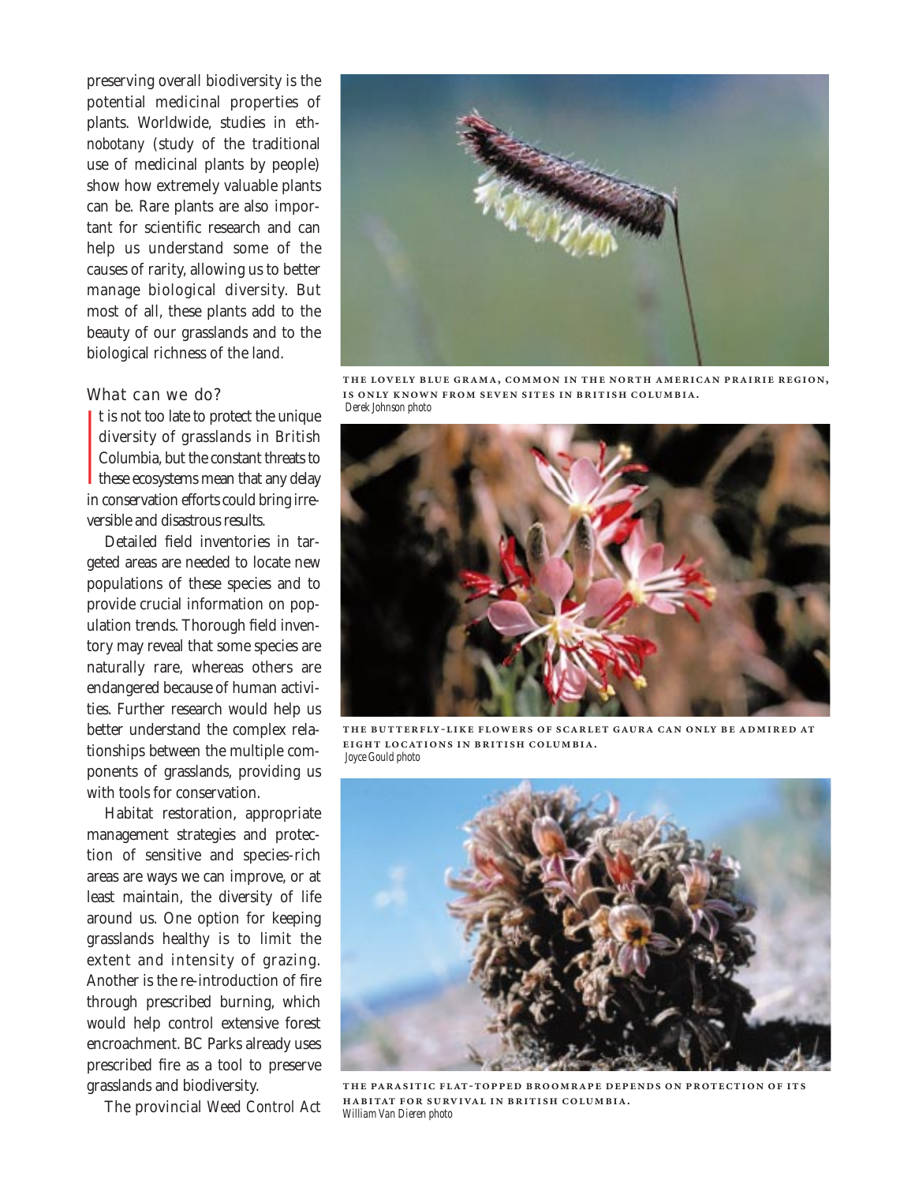preserving overall biodiversity is the potential medicinal properties of plants. Worldwide, studies in *ethnobotany* (study of the traditional use of medicinal plants by people) show how extremely valuable plants can be. Rare plants are also important for scientific research and can help us understand some of the causes of rarity, allowing us to better manage biological diversity. But most of all, these plants add to the beauty of our grasslands and to the biological richness of the land.

## What can we do?

It is not too late to protect the unique diversity of grasslands in British Columbia, but the constant threats to these ecosystems mean that any delay in conservation efforts could bring irreversible and disastrous results.

Detailed field inventories in targeted areas are needed to locate new populations of these species and to provide crucial information on population trends. Thorough field inventory may reveal that some species are naturally rare, whereas others are endangered because of human activities. Further research would help us better understand the complex relationships between the multiple components of grasslands, providing us with tools for conservation.

Habitat restoration, appropriate management strategies and protection of sensitive and species-rich areas are ways we can improve, or at least maintain, the diversity of life around us. One option for keeping grasslands healthy is to limit the extent and intensity of grazing. Another is the re-introduction of fire through prescribed burning, which would help control extensive forest encroachment. BC Parks already uses prescribed fire as a tool to preserve grasslands and biodiversity.

The provincial *Weed Control Act*

THE LOVELY BLUE GRAMA, COMMON IN THE NORTH AMERICAN PRAIRIE REGION, IS ONLY KNOWN FROM SEVEN SITES IN BRITISH COLUMBIA.
*Derek Johnson photo*

THE BUTTERFLY-LIKE FLOWERS OF SCARLET GAURA CAN ONLY BE ADMIRED AT EIGHT LOCATIONS IN BRITISH COLUMBIA.
*Joyce Gould photo*

THE PARASITIC FLAT-TOPPED BROOMRAPE DEPENDS ON PROTECTION OF ITS HABITAT FOR SURVIVAL IN BRITISH COLUMBIA.
*William Van Dieren photo*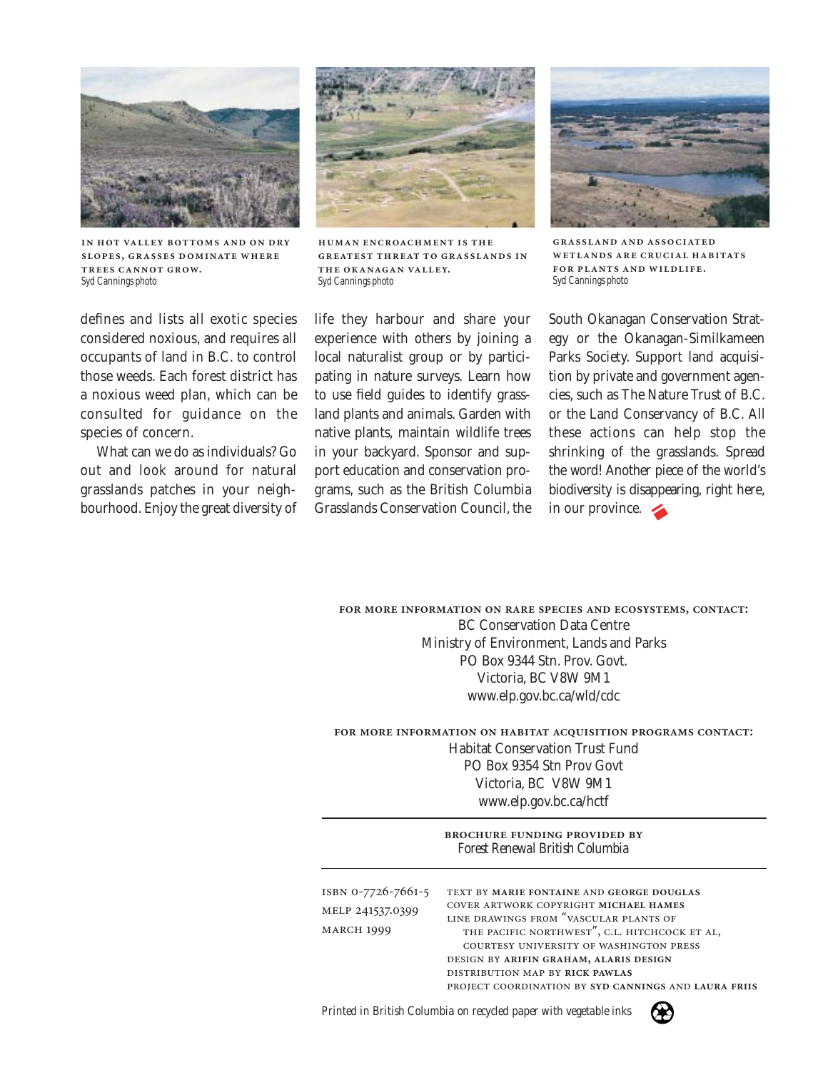**In hot valley bottoms and on dry slopes, grasses dominate where trees cannot grow.**
*Syd Cannings photo*

**Human encroachment is the greatest threat to grasslands in the Okanagan Valley.**
*Syd Cannings photo*

**Grassland and associated wetlands are crucial habitats for plants and wildlife.**
*Syd Cannings photo*

defines and lists all exotic species considered noxious, and requires all occupants of land in B.C. to control those weeds. Each forest district has a noxious weed plan, which can be consulted for guidance on the species of concern.

What can we do as individuals? Go out and look around for natural grasslands patches in your neighbourhood. Enjoy the great diversity of life they harbour and share your experience with others by joining a local naturalist group or by participating in nature surveys. Learn how to use field guides to identify grassland plants and animals. Garden with native plants, maintain wildlife trees in your backyard. Sponsor and support education and conservation programs, such as the British Columbia Grasslands Conservation Council, the South Okanagan Conservation Strategy or the Okanagan-Similkameen Parks Society. Support land acquisition by private and government agencies, such as The Nature Trust of B.C. or the Land Conservancy of B.C. All these actions can help stop the shrinking of the grasslands. Spread the word! Another piece of the world's biodiversity is disappearing, right here, in our province.

**For more information on rare species and ecosystems, contact:**
BC Conservation Data Centre
Ministry of Environment, Lands and Parks
PO Box 9344 Stn. Prov. Govt.
Victoria, BC V8W 9M1
www.elp.gov.bc.ca/wld/cdc

**For more information on habitat acquisition programs contact:**
Habitat Conservation Trust Fund
PO Box 9354 Stn Prov Govt
Victoria, BC V8W 9M1
www.elp.gov.bc.ca/hctf

**Brochure funding provided by**
*Forest Renewal British Columbia*

ISBN 0-7726-7661-5
MELP 241537.0399
March 1999

Text by **Marie Fontaine** and **George Douglas**
Cover artwork copyright **Michael Hames**
Line drawings from "Vascular Plants of the Pacific Northwest", C.L. Hitchcock et al, courtesy University of Washington Press
Design by **Arifin Graham, Alaris Design**
Distribution map by **Rick Pawlas**
Project coordination by **Syd Cannings** and **Laura Friis**

*Printed in British Columbia on recycled paper with vegetable inks*